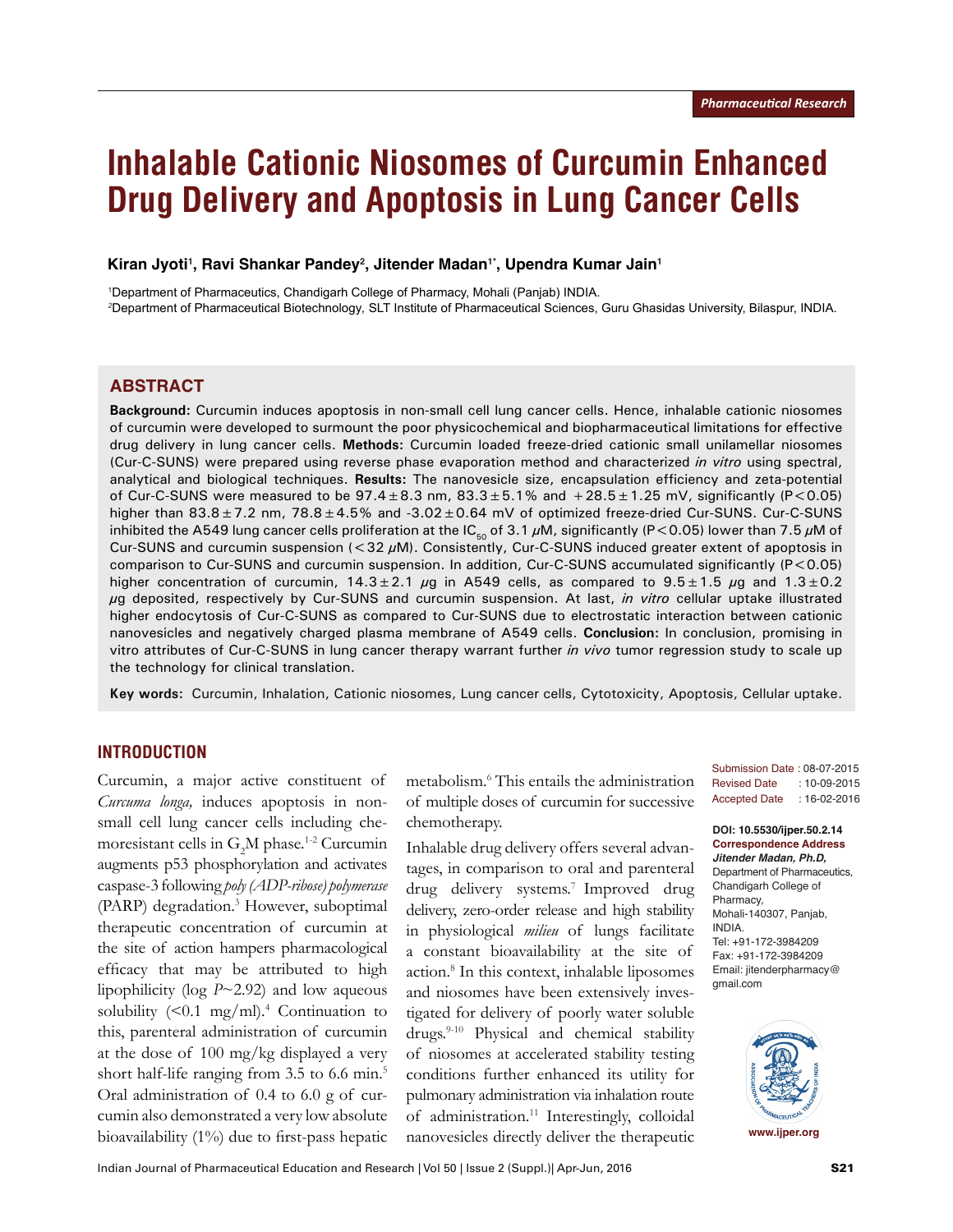Pharmaceutical Research

# Inhalable Cationic Niosomes of Curcumin Enhanced Drug Delivery and Apoptosis in Lung Cancer Cells

**Kiran Jyoti[1], Ravi Shankar Pandey[2], Jitender Madan[1*], Upendra Kumar Jain[1]**

[1]Department of Pharmaceutics, Chandigarh College of Pharmacy, Mohali (Panjab) INDIA.
[2]Department of Pharmaceutical Biotechnology, SLT Institute of Pharmaceutical Sciences, Guru Ghasidas University, Bilaspur, INDIA.

## ABSTRACT

**Background:** Curcumin induces apoptosis in non-small cell lung cancer cells. Hence, inhalable cationic niosomes of curcumin were developed to surmount the poor physicochemical and biopharmaceutical limitations for effective drug delivery in lung cancer cells. **Methods:** Curcumin loaded freeze-dried cationic small unilamellar niosomes (Cur-C-SUNS) were prepared using reverse phase evaporation method and characterized *in vitro* using spectral, analytical and biological techniques. **Results:** The nanovesicle size, encapsulation efficiency and zeta-potential of Cur-C-SUNS were measured to be 97.4 ± 8.3 nm, 83.3 ± 5.1% and +28.5 ± 1.25 mV, significantly ($P < 0.05$) higher than 83.8 ± 7.2 nm, 78.8 ± 4.5% and -3.02 ± 0.64 mV of optimized freeze-dried Cur-SUNS. Cur-C-SUNS inhibited the A549 lung cancer cells proliferation at the $IC_{50}$ of 3.1 $\mu$M, significantly ($P < 0.05$) lower than 7.5 $\mu$M of Cur-SUNS and curcumin suspension (< 32 $\mu$M). Consistently, Cur-C-SUNS induced greater extent of apoptosis in comparison to Cur-SUNS and curcumin suspension. In addition, Cur-C-SUNS accumulated significantly ($P < 0.05$) higher concentration of curcumin, 14.3 ± 2.1 $\mu$g in A549 cells, as compared to 9.5 ± 1.5 $\mu$g and 1.3 ± 0.2 $\mu$g deposited, respectively by Cur-SUNS and curcumin suspension. At last, *in vitro* cellular uptake illustrated higher endocytosis of Cur-C-SUNS as compared to Cur-SUNS due to electrostatic interaction between cationic nanovesicles and negatively charged plasma membrane of A549 cells. **Conclusion:** In conclusion, promising in vitro attributes of Cur-C-SUNS in lung cancer therapy warrant further *in vivo* tumor regression study to scale up the technology for clinical translation.

**Key words:** Curcumin, Inhalation, Cationic niosomes, Lung cancer cells, Cytotoxicity, Apoptosis, Cellular uptake.

## INTRODUCTION

Curcumin, a major active constituent of *Curcuma longa,* induces apoptosis in non-small cell lung cancer cells including chemoresistant cells in $G_2M$ phase.[1-2] Curcumin augments p53 phosphorylation and activates caspase-3 following *poly (ADP-ribose) polymerase* (PARP) degradation.[3] However, suboptimal therapeutic concentration of curcumin at the site of action hampers pharmacological efficacy that may be attributed to high lipophilicity (log *P*~2.92) and low aqueous solubility (<0.1 mg/ml).[4] Continuation to this, parenteral administration of curcumin at the dose of 100 mg/kg displayed a very short half-life ranging from 3.5 to 6.6 min.[5] Oral administration of 0.4 to 6.0 g of curcumin also demonstrated a very low absolute bioavailability (1%) due to first-pass hepatic metabolism.[6] This entails the administration of multiple doses of curcumin for successive chemotherapy.

Inhalable drug delivery offers several advantages, in comparison to oral and parenteral drug delivery systems.[7] Improved drug delivery, zero-order release and high stability in physiological *milieu* of lungs facilitate a constant bioavailability at the site of action.[8] In this context, inhalable liposomes and niosomes have been extensively investigated for delivery of poorly water soluble drugs.[9-10] Physical and chemical stability of niosomes at accelerated stability testing conditions further enhanced its utility for pulmonary administration via inhalation route of administration.[11] Interestingly, colloidal nanovesicles directly deliver the therapeutic

Submission Date : 08-07-2015
Revised Date : 10-09-2015
Accepted Date : 16-02-2016

**DOI: 10.5530/ijper.50.2.14**
**Correspondence Address**
***Jitender Madan, Ph.D,***
Department of Pharmaceutics, Chandigarh College of Pharmacy, Mohali-140307, Panjab, INDIA.
Tel: +91-172-3984209
Fax: +91-172-3984209
Email: jitenderpharmacy@gmail.com

www.ijper.org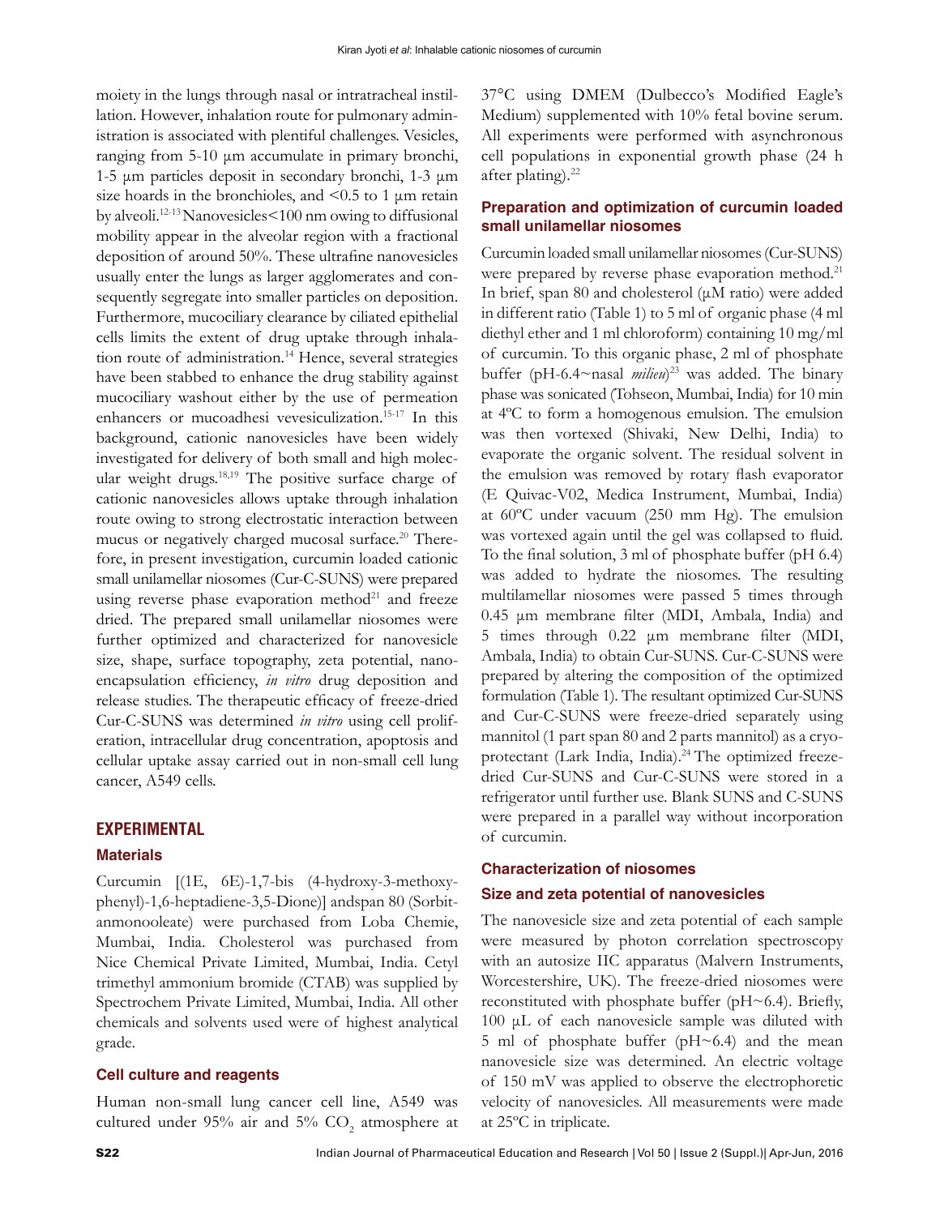moiety in the lungs through nasal or intratracheal instillation. However, inhalation route for pulmonary administration is associated with plentiful challenges. Vesicles, ranging from 5-10 µm accumulate in primary bronchi, 1-5 µm particles deposit in secondary bronchi, 1-3 µm size hoards in the bronchioles, and <0.5 to 1 µm retain by alveoli.[12-13] Nanovesicles<100 nm owing to diffusional mobility appear in the alveolar region with a fractional deposition of around 50%. These ultrafine nanovesicles usually enter the lungs as larger agglomerates and consequently segregate into smaller particles on deposition. Furthermore, mucociliary clearance by ciliated epithelial cells limits the extent of drug uptake through inhalation route of administration.[14] Hence, several strategies have been stabbed to enhance the drug stability against mucociliary washout either by the use of permeation enhancers or mucoadhesi vevesiculization.[15-17] In this background, cationic nanovesicles have been widely investigated for delivery of both small and high molecular weight drugs.[18,19] The positive surface charge of cationic nanovesicles allows uptake through inhalation route owing to strong electrostatic interaction between mucus or negatively charged mucosal surface.[20] Therefore, in present investigation, curcumin loaded cationic small unilamellar niosomes (Cur-C-SUNS) were prepared using reverse phase evaporation method[21] and freeze dried. The prepared small unilamellar niosomes were further optimized and characterized for nanovesicle size, shape, surface topography, zeta potential, nanoencapsulation efficiency, *in vitro* drug deposition and release studies. The therapeutic efficacy of freeze-dried Cur-C-SUNS was determined *in vitro* using cell proliferation, intracellular drug concentration, apoptosis and cellular uptake assay carried out in non-small cell lung cancer, A549 cells.

## EXPERIMENTAL

### Materials

Curcumin [(1E, 6E)-1,7-bis (4-hydroxy-3-methoxyphenyl)-1,6-heptadiene-3,5-Dione)] andspan 80 (Sorbitanmonooleate) were purchased from Loba Chemie, Mumbai, India. Cholesterol was purchased from Nice Chemical Private Limited, Mumbai, India. Cetyl trimethyl ammonium bromide (CTAB) was supplied by Spectrochem Private Limited, Mumbai, India. All other chemicals and solvents used were of highest analytical grade.

### Cell culture and reagents

Human non-small lung cancer cell line, A549 was cultured under 95% air and 5% $CO_2$ atmosphere at 37°C using DMEM (Dulbecco's Modified Eagle's Medium) supplemented with 10% fetal bovine serum. All experiments were performed with asynchronous cell populations in exponential growth phase (24 h after plating).[22]

### Preparation and optimization of curcumin loaded small unilamellar niosomes

Curcumin loaded small unilamellar niosomes (Cur-SUNS) were prepared by reverse phase evaporation method.[21] In brief, span 80 and cholesterol (µM ratio) were added in different ratio (Table 1) to 5 ml of organic phase (4 ml diethyl ether and 1 ml chloroform) containing 10 mg/ml of curcumin. To this organic phase, 2 ml of phosphate buffer (pH-6.4~nasal *milieu*)[23] was added. The binary phase was sonicated (Tohseon, Mumbai, India) for 10 min at 4ºC to form a homogenous emulsion. The emulsion was then vortexed (Shivaki, New Delhi, India) to evaporate the organic solvent. The residual solvent in the emulsion was removed by rotary flash evaporator (E Quivac-V02, Medica Instrument, Mumbai, India) at 60ºC under vacuum (250 mm Hg). The emulsion was vortexed again until the gel was collapsed to fluid. To the final solution, 3 ml of phosphate buffer (pH 6.4) was added to hydrate the niosomes. The resulting multilamellar niosomes were passed 5 times through 0.45 µm membrane filter (MDI, Ambala, India) and 5 times through 0.22 µm membrane filter (MDI, Ambala, India) to obtain Cur-SUNS. Cur-C-SUNS were prepared by altering the composition of the optimized formulation (Table 1). The resultant optimized Cur-SUNS and Cur-C-SUNS were freeze-dried separately using mannitol (1 part span 80 and 2 parts mannitol) as a cryoprotectant (Lark India, India).[24] The optimized freeze-dried Cur-SUNS and Cur-C-SUNS were stored in a refrigerator until further use. Blank SUNS and C-SUNS were prepared in a parallel way without incorporation of curcumin.

### Characterization of niosomes

### Size and zeta potential of nanovesicles

The nanovesicle size and zeta potential of each sample were measured by photon correlation spectroscopy with an autosize IIC apparatus (Malvern Instruments, Worcestershire, UK). The freeze-dried niosomes were reconstituted with phosphate buffer (pH~6.4). Briefly, 100 µL of each nanovesicle sample was diluted with 5 ml of phosphate buffer (pH~6.4) and the mean nanovesicle size was determined. An electric voltage of 150 mV was applied to observe the electrophoretic velocity of nanovesicles. All measurements were made at 25ºC in triplicate.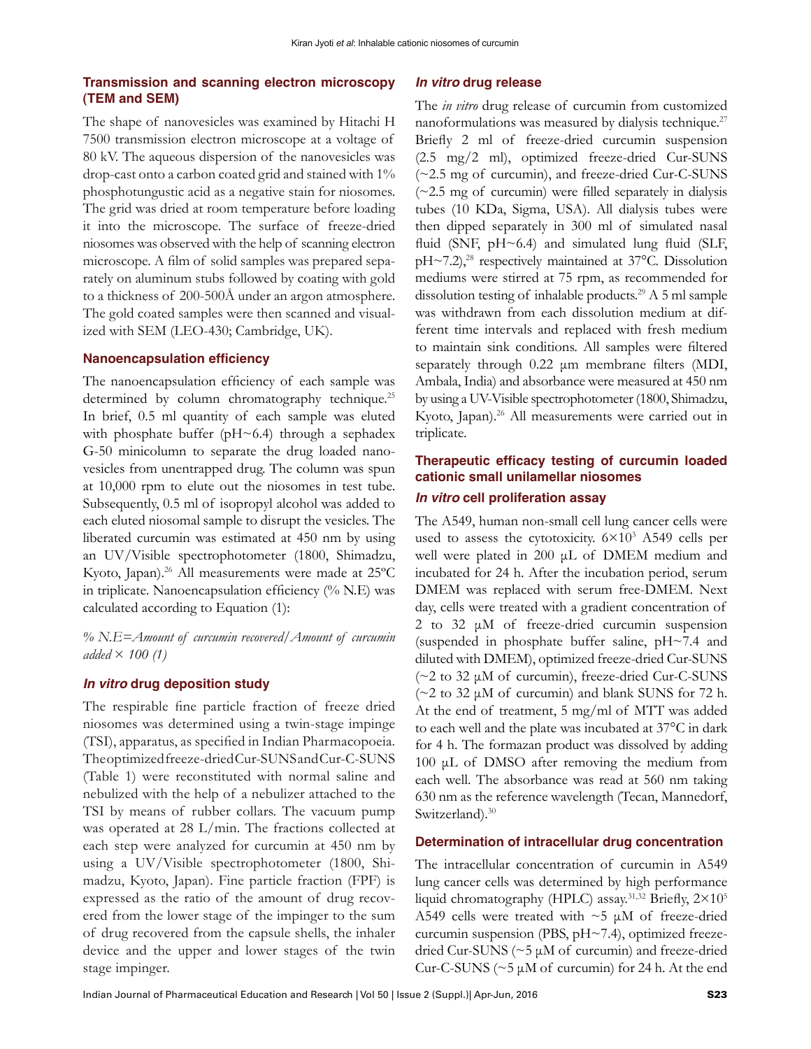### Transmission and scanning electron microscopy (TEM and SEM)

The shape of nanovesicles was examined by Hitachi H 7500 transmission electron microscope at a voltage of 80 kV. The aqueous dispersion of the nanovesicles was drop-cast onto a carbon coated grid and stained with 1% phosphotungustic acid as a negative stain for niosomes. The grid was dried at room temperature before loading it into the microscope. The surface of freeze-dried niosomes was observed with the help of scanning electron microscope. A film of solid samples was prepared separately on aluminum stubs followed by coating with gold to a thickness of 200-500Å under an argon atmosphere. The gold coated samples were then scanned and visualized with SEM (LEO-430; Cambridge, UK).

### Nanoencapsulation efficiency

The nanoencapsulation efficiency of each sample was determined by column chromatography technique.[25] In brief, 0.5 ml quantity of each sample was eluted with phosphate buffer (pH~6.4) through a sephadex G-50 minicolumn to separate the drug loaded nanovesicles from unentrapped drug. The column was spun at 10,000 rpm to elute out the niosomes in test tube. Subsequently, 0.5 ml of isopropyl alcohol was added to each eluted niosomal sample to disrupt the vesicles. The liberated curcumin was estimated at 450 nm by using an UV/Visible spectrophotometer (1800, Shimadzu, Kyoto, Japan).[26] All measurements were made at 25ºC in triplicate. Nanoencapsulation efficiency (% N.E) was calculated according to Equation (1):

*% N.E=Amount of curcumin recovered/Amount of curcumin added × 100 (1)*

### *In vitro* drug deposition study

The respirable fine particle fraction of freeze dried niosomes was determined using a twin-stage impinge (TSI), apparatus, as specified in Indian Pharmacopoeia. The optimized freeze-dried Cur-SUNS and Cur-C-SUNS (Table 1) were reconstituted with normal saline and nebulized with the help of a nebulizer attached to the TSI by means of rubber collars. The vacuum pump was operated at 28 L/min. The fractions collected at each step were analyzed for curcumin at 450 nm by using a UV/Visible spectrophotometer (1800, Shimadzu, Kyoto, Japan). Fine particle fraction (FPF) is expressed as the ratio of the amount of drug recovered from the lower stage of the impinger to the sum of drug recovered from the capsule shells, the inhaler device and the upper and lower stages of the twin stage impinger.

### *In vitro* drug release

The *in vitro* drug release of curcumin from customized nanoformulations was measured by dialysis technique.[27] Briefly 2 ml of freeze-dried curcumin suspension (2.5 mg/2 ml), optimized freeze-dried Cur-SUNS (~2.5 mg of curcumin), and freeze-dried Cur-C-SUNS (~2.5 mg of curcumin) were filled separately in dialysis tubes (10 KDa, Sigma, USA). All dialysis tubes were then dipped separately in 300 ml of simulated nasal fluid (SNF, pH~6.4) and simulated lung fluid (SLF, pH~7.2),[28] respectively maintained at 37°C. Dissolution mediums were stirred at 75 rpm, as recommended for dissolution testing of inhalable products.[29] A 5 ml sample was withdrawn from each dissolution medium at different time intervals and replaced with fresh medium to maintain sink conditions. All samples were filtered separately through 0.22 µm membrane filters (MDI, Ambala, India) and absorbance were measured at 450 nm by using a UV-Visible spectrophotometer (1800, Shimadzu, Kyoto, Japan).[26] All measurements were carried out in triplicate.

## Therapeutic efficacy testing of curcumin loaded cationic small unilamellar niosomes

### *In vitro* cell proliferation assay

The A549, human non-small cell lung cancer cells were used to assess the cytotoxicity. $6\times10^3$ A549 cells per well were plated in 200 µL of DMEM medium and incubated for 24 h. After the incubation period, serum DMEM was replaced with serum free-DMEM. Next day, cells were treated with a gradient concentration of 2 to 32 µM of freeze-dried curcumin suspension (suspended in phosphate buffer saline, pH~7.4 and diluted with DMEM), optimized freeze-dried Cur-SUNS (~2 to 32 µM of curcumin), freeze-dried Cur-C-SUNS (~2 to 32 µM of curcumin) and blank SUNS for 72 h. At the end of treatment, 5 mg/ml of MTT was added to each well and the plate was incubated at 37°C in dark for 4 h. The formazan product was dissolved by adding 100 µL of DMSO after removing the medium from each well. The absorbance was read at 560 nm taking 630 nm as the reference wavelength (Tecan, Mannedorf, Switzerland).[30]

### Determination of intracellular drug concentration

The intracellular concentration of curcumin in A549 lung cancer cells was determined by high performance liquid chromatography (HPLC) assay.[31,32] Briefly, $2\times10^5$ A549 cells were treated with ~5 µM of freeze-dried curcumin suspension (PBS, pH~7.4), optimized freeze-dried Cur-SUNS (~5 µM of curcumin) and freeze-dried Cur-C-SUNS (~5 µM of curcumin) for 24 h. At the end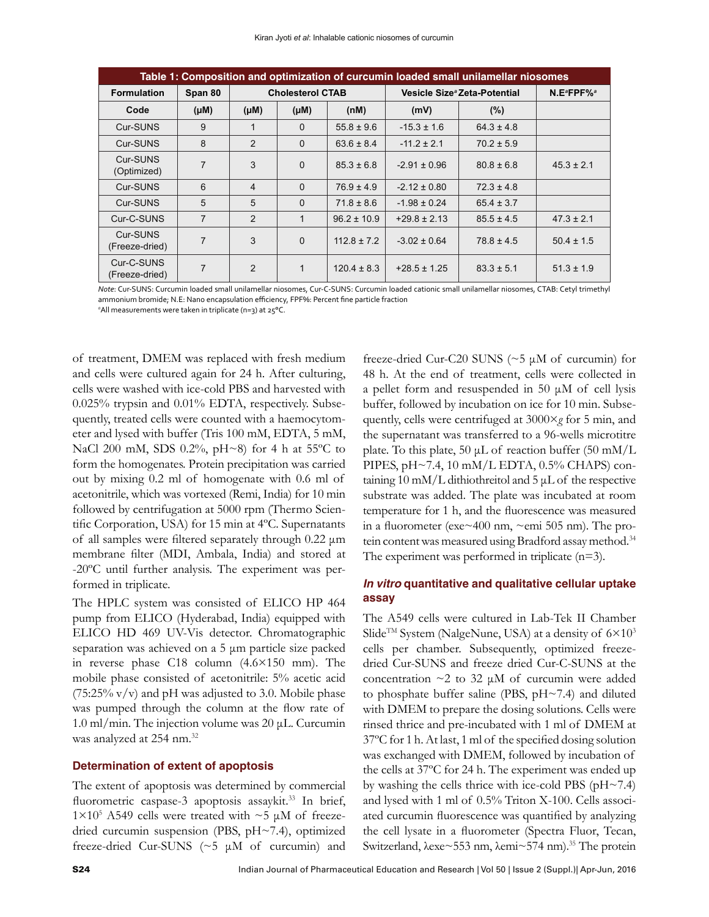**Table 1: Composition and optimization of curcumin loaded small unilamellar niosomes**

| Formulation | Span 80 | Cholesterol CTAB | | Vesicle Size[a] | Zeta-Potential | N.E[a] | FPF%[a] |
|---|---|---|---|---|---|---|---|
| Code | (μM) | (μM) | (μM) | (nM) | (mV) | (%) | |
| Cur-SUNS | 9 | 1 | 0 | 55.8 ± 9.6 | -15.3 ± 1.6 | 64.3 ± 4.8 | |
| Cur-SUNS | 8 | 2 | 0 | 63.6 ± 8.4 | -11.2 ± 2.1 | 70.2 ± 5.9 | |
| Cur-SUNS (Optimized) | 7 | 3 | 0 | 85.3 ± 6.8 | -2.91 ± 0.96 | 80.8 ± 6.8 | 45.3 ± 2.1 |
| Cur-SUNS | 6 | 4 | 0 | 76.9 ± 4.9 | -2.12 ± 0.80 | 72.3 ± 4.8 | |
| Cur-SUNS | 5 | 5 | 0 | 71.8 ± 8.6 | -1.98 ± 0.24 | 65.4 ± 3.7 | |
| Cur-C-SUNS | 7 | 2 | 1 | 96.2 ± 10.9 | +29.8 ± 2.13 | 85.5 ± 4.5 | 47.3 ± 2.1 |
| Cur-SUNS (Freeze-dried) | 7 | 3 | 0 | 112.8 ± 7.2 | -3.02 ± 0.64 | 78.8 ± 4.5 | 50.4 ± 1.5 |
| Cur-C-SUNS (Freeze-dried) | 7 | 2 | 1 | 120.4 ± 8.3 | +28.5 ± 1.25 | 83.3 ± 5.1 | 51.3 ± 1.9 |

*Note*: Cur-SUNS: Curcumin loaded small unilamellar niosomes, Cur-C-SUNS: Curcumin loaded cationic small unilamellar niosomes, CTAB: Cetyl trimethyl ammonium bromide; N.E: Nano encapsulation efficiency, FPF%: Percent fine particle fraction

[a]All measurements were taken in triplicate (n=3) at 25ºC.

of treatment, DMEM was replaced with fresh medium and cells were cultured again for 24 h. After culturing, cells were washed with ice-cold PBS and harvested with 0.025% trypsin and 0.01% EDTA, respectively. Subsequently, treated cells were counted with a haemocytometer and lysed with buffer (Tris 100 mM, EDTA, 5 mM, NaCl 200 mM, SDS 0.2%, pH~8) for 4 h at 55ºC to form the homogenates. Protein precipitation was carried out by mixing 0.2 ml of homogenate with 0.6 ml of acetonitrile, which was vortexed (Remi, India) for 10 min followed by centrifugation at 5000 rpm (Thermo Scientific Corporation, USA) for 15 min at 4ºC. Supernatants of all samples were filtered separately through 0.22 µm membrane filter (MDI, Ambala, India) and stored at -20ºC until further analysis. The experiment was performed in triplicate.

The HPLC system was consisted of ELICO HP 464 pump from ELICO (Hyderabad, India) equipped with ELICO HD 469 UV-Vis detector. Chromatographic separation was achieved on a 5 µm particle size packed in reverse phase C18 column (4.6×150 mm). The mobile phase consisted of acetonitrile: 5% acetic acid (75:25% v/v) and pH was adjusted to 3.0. Mobile phase was pumped through the column at the flow rate of 1.0 ml/min. The injection volume was 20 µL. Curcumin was analyzed at 254 nm.[32]

## Determination of extent of apoptosis

The extent of apoptosis was determined by commercial fluorometric caspase-3 apoptosis assaykit.[33] In brief, $1\times10^5$ A549 cells were treated with ~5 µM of freeze-dried curcumin suspension (PBS, pH~7.4), optimized freeze-dried Cur-SUNS (~5 µM of curcumin) and freeze-dried Cur-C20 SUNS (~5 µM of curcumin) for 48 h. At the end of treatment, cells were collected in a pellet form and resuspended in 50 µM of cell lysis buffer, followed by incubation on ice for 10 min. Subsequently, cells were centrifuged at 3000×*g* for 5 min, and the supernatant was transferred to a 96-wells microtitre plate. To this plate, 50 µL of reaction buffer (50 mM/L PIPES, pH~7.4, 10 mM/L EDTA, 0.5% CHAPS) containing 10 mM/L dithiothreitol and 5 µL of the respective substrate was added. The plate was incubated at room temperature for 1 h, and the fluorescence was measured in a fluorometer (exe~400 nm, ~emi 505 nm). The protein content was measured using Bradford assay method.[34] The experiment was performed in triplicate (n=3).

## *In vitro* quantitative and qualitative cellular uptake assay

The A549 cells were cultured in Lab-Tek II Chamber Slide™ System (NalgeNune, USA) at a density of $6\times10^3$ cells per chamber. Subsequently, optimized freeze-dried Cur-SUNS and freeze dried Cur-C-SUNS at the concentration ~2 to 32 µM of curcumin were added to phosphate buffer saline (PBS, pH~7.4) and diluted with DMEM to prepare the dosing solutions. Cells were rinsed thrice and pre-incubated with 1 ml of DMEM at 37ºC for 1 h. At last, 1 ml of the specified dosing solution was exchanged with DMEM, followed by incubation of the cells at 37ºC for 24 h. The experiment was ended up by washing the cells thrice with ice-cold PBS (pH~7.4) and lysed with 1 ml of 0.5% Triton X-100. Cells associated curcumin fluorescence was quantified by analyzing the cell lysate in a fluorometer (Spectra Fluor, Tecan, Switzerland, λexe~553 nm, λemi~574 nm).[35] The protein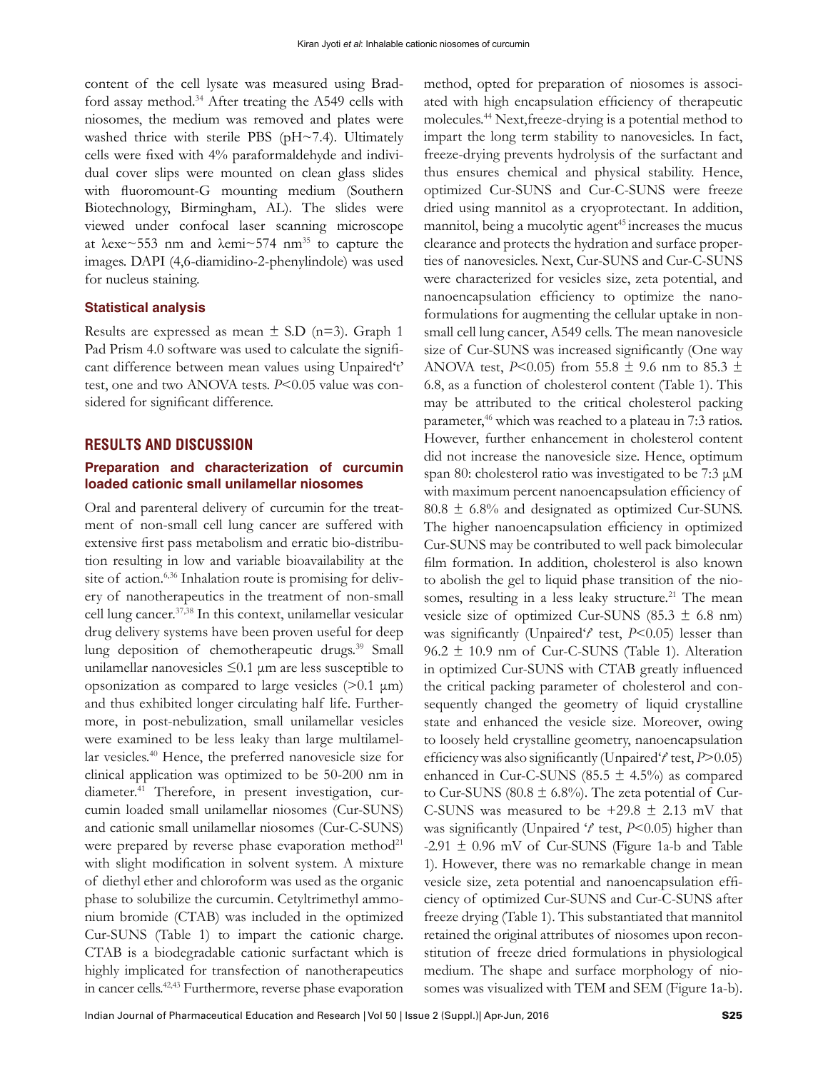content of the cell lysate was measured using Bradford assay method.[34] After treating the A549 cells with niosomes, the medium was removed and plates were washed thrice with sterile PBS (pH~7.4). Ultimately cells were fixed with 4% paraformaldehyde and individual cover slips were mounted on clean glass slides with fluoromount-G mounting medium (Southern Biotechnology, Birmingham, AL). The slides were viewed under confocal laser scanning microscope at λexe~553 nm and λemi~574 nm[35] to capture the images. DAPI (4,6-diamidino-2-phenylindole) was used for nucleus staining.

### Statistical analysis

Results are expressed as mean ± S.D (n=3). Graph 1 Pad Prism 4.0 software was used to calculate the significant difference between mean values using Unpaired't' test, one and two ANOVA tests. *P*<0.05 value was considered for significant difference.

## RESULTS AND DISCUSSION

### Preparation and characterization of curcumin loaded cationic small unilamellar niosomes

Oral and parenteral delivery of curcumin for the treatment of non-small cell lung cancer are suffered with extensive first pass metabolism and erratic bio-distribution resulting in low and variable bioavailability at the site of action.[6,36] Inhalation route is promising for delivery of nanotherapeutics in the treatment of non-small cell lung cancer.[37,38] In this context, unilamellar vesicular drug delivery systems have been proven useful for deep lung deposition of chemotherapeutic drugs.[39] Small unilamellar nanovesicles ≤0.1 µm are less susceptible to opsonization as compared to large vesicles (>0.1 µm) and thus exhibited longer circulating half life. Furthermore, in post-nebulization, small unilamellar vesicles were examined to be less leaky than large multilamellar vesicles.[40] Hence, the preferred nanovesicle size for clinical application was optimized to be 50-200 nm in diameter.[41] Therefore, in present investigation, curcumin loaded small unilamellar niosomes (Cur-SUNS) and cationic small unilamellar niosomes (Cur-C-SUNS) were prepared by reverse phase evaporation method[21] with slight modification in solvent system. A mixture of diethyl ether and chloroform was used as the organic phase to solubilize the curcumin. Cetyltrimethyl ammonium bromide (CTAB) was included in the optimized Cur-SUNS (Table 1) to impart the cationic charge. CTAB is a biodegradable cationic surfactant which is highly implicated for transfection of nanotherapeutics in cancer cells.[42,43] Furthermore, reverse phase evaporation method, opted for preparation of niosomes is associated with high encapsulation efficiency of therapeutic molecules.[44] Next,freeze-drying is a potential method to impart the long term stability to nanovesicles. In fact, freeze-drying prevents hydrolysis of the surfactant and thus ensures chemical and physical stability. Hence, optimized Cur-SUNS and Cur-C-SUNS were freeze dried using mannitol as a cryoprotectant. In addition, mannitol, being a mucolytic agent[45] increases the mucus clearance and protects the hydration and surface properties of nanovesicles. Next, Cur-SUNS and Cur-C-SUNS were characterized for vesicles size, zeta potential, and nanoencapsulation efficiency to optimize the nanoformulations for augmenting the cellular uptake in non-small cell lung cancer, A549 cells. The mean nanovesicle size of Cur-SUNS was increased significantly (One way ANOVA test, *P*<0.05) from 55.8 ± 9.6 nm to 85.3 ± 6.8, as a function of cholesterol content (Table 1). This may be attributed to the critical cholesterol packing parameter,[46] which was reached to a plateau in 7:3 ratios. However, further enhancement in cholesterol content did not increase the nanovesicle size. Hence, optimum span 80: cholesterol ratio was investigated to be 7:3 µM with maximum percent nanoencapsulation efficiency of 80.8 ± 6.8% and designated as optimized Cur-SUNS. The higher nanoencapsulation efficiency in optimized Cur-SUNS may be contributed to well pack bimolecular film formation. In addition, cholesterol is also known to abolish the gel to liquid phase transition of the niosomes, resulting in a less leaky structure.[21] The mean vesicle size of optimized Cur-SUNS (85.3 ± 6.8 nm) was significantly (Unpaired'*t*' test, *P*<0.05) lesser than 96.2 ± 10.9 nm of Cur-C-SUNS (Table 1). Alteration in optimized Cur-SUNS with CTAB greatly influenced the critical packing parameter of cholesterol and consequently changed the geometry of liquid crystalline state and enhanced the vesicle size. Moreover, owing to loosely held crystalline geometry, nanoencapsulation efficiency was also significantly (Unpaired'*t*' test, *P*>0.05) enhanced in Cur-C-SUNS (85.5 ± 4.5%) as compared to Cur-SUNS (80.8 ± 6.8%). The zeta potential of Cur-C-SUNS was measured to be +29.8 ± 2.13 mV that was significantly (Unpaired '*t*' test, *P*<0.05) higher than -2.91 ± 0.96 mV of Cur-SUNS (Figure 1a-b and Table 1). However, there was no remarkable change in mean vesicle size, zeta potential and nanoencapsulation efficiency of optimized Cur-SUNS and Cur-C-SUNS after freeze drying (Table 1). This substantiated that mannitol retained the original attributes of niosomes upon reconstitution of freeze dried formulations in physiological medium. The shape and surface morphology of niosomes was visualized with TEM and SEM (Figure 1a-b).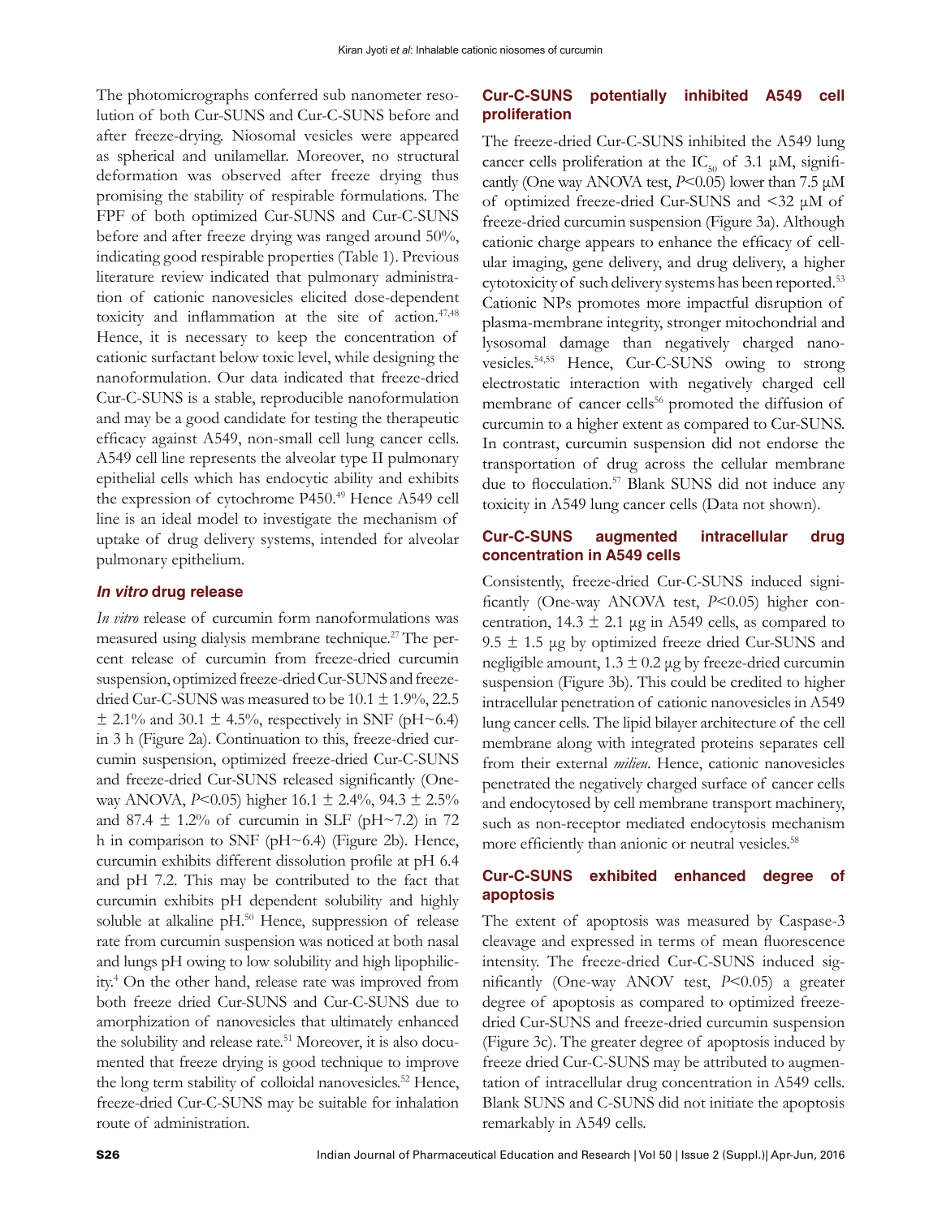The photomicrographs conferred sub nanometer resolution of both Cur-SUNS and Cur-C-SUNS before and after freeze-drying. Niosomal vesicles were appeared as spherical and unilamellar. Moreover, no structural deformation was observed after freeze drying thus promising the stability of respirable formulations. The FPF of both optimized Cur-SUNS and Cur-C-SUNS before and after freeze drying was ranged around 50%, indicating good respirable properties (Table 1). Previous literature review indicated that pulmonary administration of cationic nanovesicles elicited dose-dependent toxicity and inflammation at the site of action.[47,48] Hence, it is necessary to keep the concentration of cationic surfactant below toxic level, while designing the nanoformulation. Our data indicated that freeze-dried Cur-C-SUNS is a stable, reproducible nanoformulation and may be a good candidate for testing the therapeutic efficacy against A549, non-small cell lung cancer cells. A549 cell line represents the alveolar type II pulmonary epithelial cells which has endocytic ability and exhibits the expression of cytochrome P450.[49] Hence A549 cell line is an ideal model to investigate the mechanism of uptake of drug delivery systems, intended for alveolar pulmonary epithelium.

## *In vitro* drug release

*In vitro* release of curcumin form nanoformulations was measured using dialysis membrane technique.[27] The percent release of curcumin from freeze-dried curcumin suspension, optimized freeze-dried Cur-SUNS and freeze-dried Cur-C-SUNS was measured to be 10.1 ± 1.9%, 22.5 ± 2.1% and 30.1 ± 4.5%, respectively in SNF (pH~6.4) in 3 h (Figure 2a). Continuation to this, freeze-dried curcumin suspension, optimized freeze-dried Cur-C-SUNS and freeze-dried Cur-SUNS released significantly (One-way ANOVA, $P<0.05$) higher 16.1 ± 2.4%, 94.3 ± 2.5% and 87.4 ± 1.2% of curcumin in SLF (pH~7.2) in 72 h in comparison to SNF (pH~6.4) (Figure 2b). Hence, curcumin exhibits different dissolution profile at pH 6.4 and pH 7.2. This may be contributed to the fact that curcumin exhibits pH dependent solubility and highly soluble at alkaline pH.[50] Hence, suppression of release rate from curcumin suspension was noticed at both nasal and lungs pH owing to low solubility and high lipophilicity.[4] On the other hand, release rate was improved from both freeze dried Cur-SUNS and Cur-C-SUNS due to amorphization of nanovesicles that ultimately enhanced the solubility and release rate.[51] Moreover, it is also documented that freeze drying is good technique to improve the long term stability of colloidal nanovesicles.[52] Hence, freeze-dried Cur-C-SUNS may be suitable for inhalation route of administration.

## Cur-C-SUNS potentially inhibited A549 cell proliferation

The freeze-dried Cur-C-SUNS inhibited the A549 lung cancer cells proliferation at the $IC_{50}$ of 3.1 μM, significantly (One way ANOVA test, $P<0.05$) lower than 7.5 μM of optimized freeze-dried Cur-SUNS and <32 μM of freeze-dried curcumin suspension (Figure 3a). Although cationic charge appears to enhance the efficacy of cellular imaging, gene delivery, and drug delivery, a higher cytotoxicity of such delivery systems has been reported.[53] Cationic NPs promotes more impactful disruption of plasma-membrane integrity, stronger mitochondrial and lysosomal damage than negatively charged nanovesicles.[54,55] Hence, Cur-C-SUNS owing to strong electrostatic interaction with negatively charged cell membrane of cancer cells[56] promoted the diffusion of curcumin to a higher extent as compared to Cur-SUNS. In contrast, curcumin suspension did not endorse the transportation of drug across the cellular membrane due to flocculation.[57] Blank SUNS did not induce any toxicity in A549 lung cancer cells (Data not shown).

## Cur-C-SUNS augmented intracellular drug concentration in A549 cells

Consistently, freeze-dried Cur-C-SUNS induced significantly (One-way ANOVA test, $P<0.05$) higher concentration, 14.3 ± 2.1 μg in A549 cells, as compared to 9.5 ± 1.5 μg by optimized freeze dried Cur-SUNS and negligible amount, 1.3 ± 0.2 μg by freeze-dried curcumin suspension (Figure 3b). This could be credited to higher intracellular penetration of cationic nanovesicles in A549 lung cancer cells. The lipid bilayer architecture of the cell membrane along with integrated proteins separates cell from their external *milieu*. Hence, cationic nanovesicles penetrated the negatively charged surface of cancer cells and endocytosed by cell membrane transport machinery, such as non-receptor mediated endocytosis mechanism more efficiently than anionic or neutral vesicles.[58]

## Cur-C-SUNS exhibited enhanced degree of apoptosis

The extent of apoptosis was measured by Caspase-3 cleavage and expressed in terms of mean fluorescence intensity. The freeze-dried Cur-C-SUNS induced significantly (One-way ANOV test, $P<0.05$) a greater degree of apoptosis as compared to optimized freeze-dried Cur-SUNS and freeze-dried curcumin suspension (Figure 3c). The greater degree of apoptosis induced by freeze dried Cur-C-SUNS may be attributed to augmentation of intracellular drug concentration in A549 cells. Blank SUNS and C-SUNS did not initiate the apoptosis remarkably in A549 cells.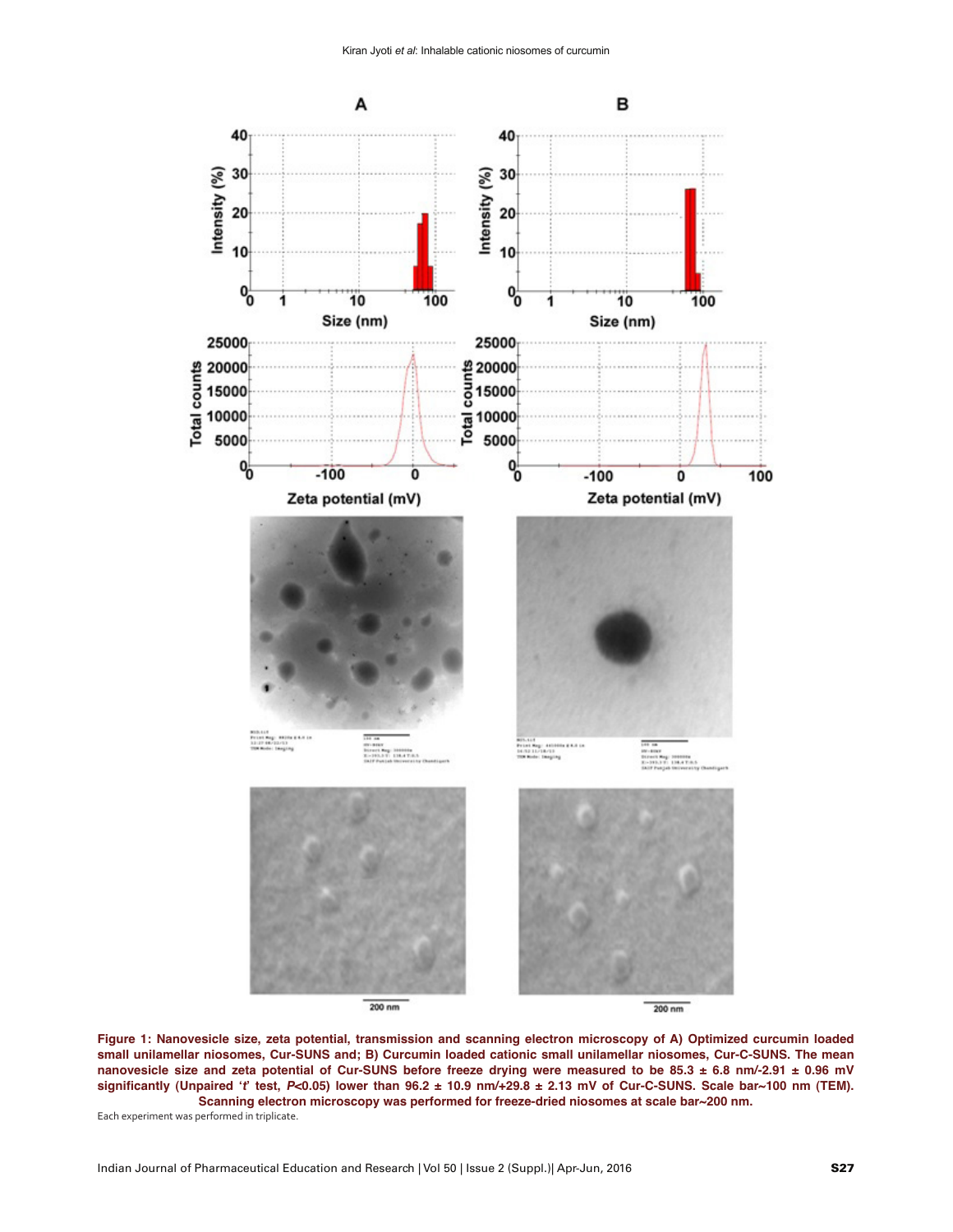**Figure 1: Nanovesicle size, zeta potential, transmission and scanning electron microscopy of A) Optimized curcumin loaded small unilamellar niosomes, Cur-SUNS and; B) Curcumin loaded cationic small unilamellar niosomes, Cur-C-SUNS. The mean nanovesicle size and zeta potential of Cur-SUNS before freeze drying were measured to be 85.3 ± 6.8 nm/-2.91 ± 0.96 mV significantly (Unpaired '*t*' test, *P*<0.05) lower than 96.2 ± 10.9 nm/+29.8 ± 2.13 mV of Cur-C-SUNS. Scale bar~100 nm (TEM). Scanning electron microscopy was performed for freeze-dried niosomes at scale bar~200 nm.**

Each experiment was performed in triplicate.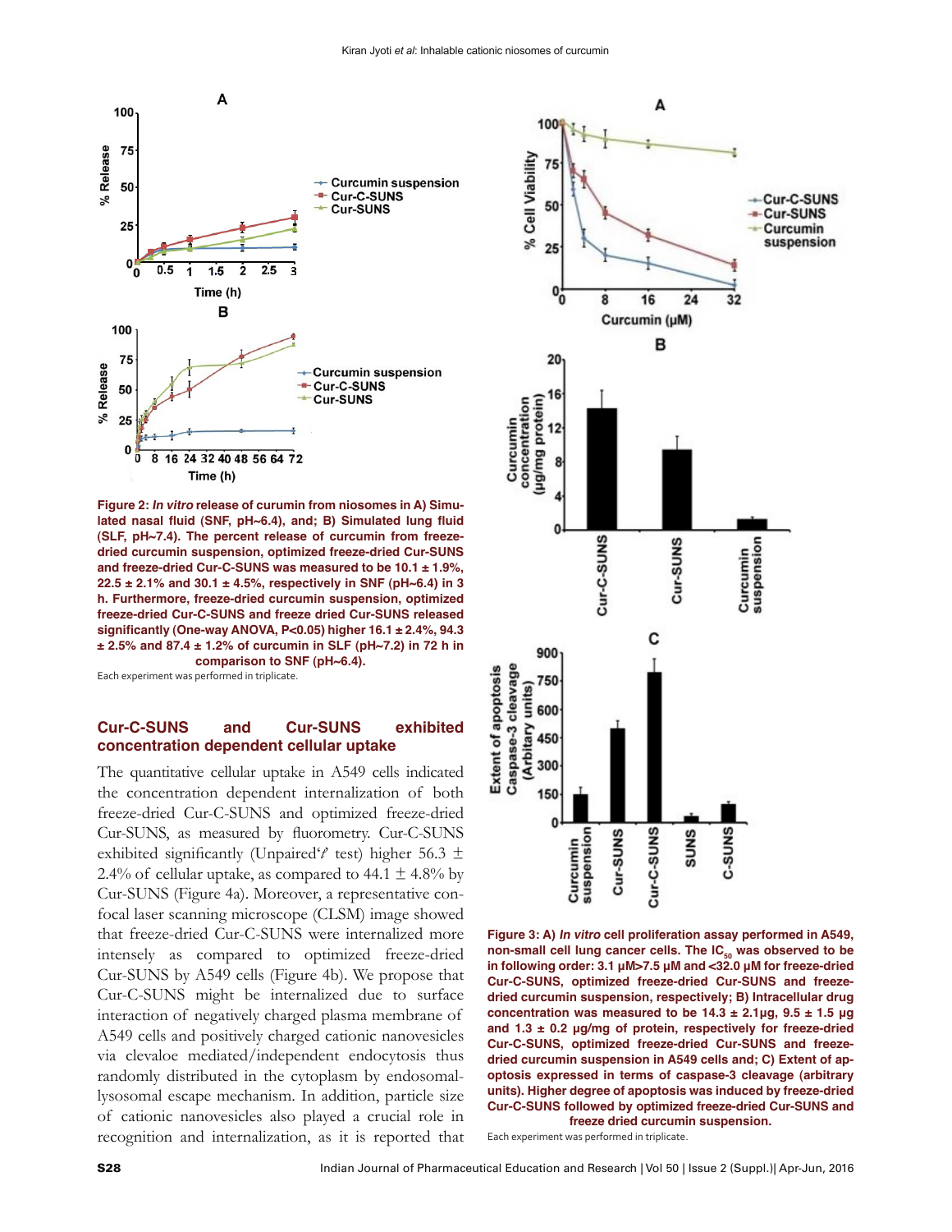**Figure 2: *In vitro* release of curumin from niosomes in A) Simulated nasal fluid (SNF, pH~6.4), and; B) Simulated lung fluid (SLF, pH~7.4). The percent release of curcumin from freeze-dried curcumin suspension, optimized freeze-dried Cur-SUNS and freeze-dried Cur-C-SUNS was measured to be 10.1 ± 1.9%, 22.5 ± 2.1% and 30.1 ± 4.5%, respectively in SNF (pH~6.4) in 3 h. Furthermore, freeze-dried curcumin suspension, optimized freeze-dried Cur-C-SUNS and freeze dried Cur-SUNS released significantly (One-way ANOVA, P<0.05) higher 16.1 ± 2.4%, 94.3 ± 2.5% and 87.4 ± 1.2% of curcumin in SLF (pH~7.2) in 72 h in comparison to SNF (pH~6.4).**

Each experiment was performed in triplicate.

### Cur-C-SUNS and Cur-SUNS exhibited concentration dependent cellular uptake

The quantitative cellular uptake in A549 cells indicated the concentration dependent internalization of both freeze-dried Cur-C-SUNS and optimized freeze-dried Cur-SUNS, as measured by fluorometry. Cur-C-SUNS exhibited significantly (Unpaired'*t*' test) higher 56.3 ± 2.4% of cellular uptake, as compared to 44.1 ± 4.8% by Cur-SUNS (Figure 4a). Moreover, a representative confocal laser scanning microscope (CLSM) image showed that freeze-dried Cur-C-SUNS were internalized more intensely as compared to optimized freeze-dried Cur-SUNS by A549 cells (Figure 4b). We propose that Cur-C-SUNS might be internalized due to surface interaction of negatively charged plasma membrane of A549 cells and positively charged cationic nanovesicles via clevaloe mediated/independent endocytosis thus randomly distributed in the cytoplasm by endosomal-lysosomal escape mechanism. In addition, particle size of cationic nanovesicles also played a crucial role in recognition and internalization, as it is reported that

**Figure 3: A) *In vitro* cell proliferation assay performed in A549, non-small cell lung cancer cells. The $IC_{50}$ was observed to be in following order: 3.1 μM>7.5 μM and <32.0 μM for freeze-dried Cur-C-SUNS, optimized freeze-dried Cur-SUNS and freeze-dried curcumin suspension, respectively; B) Intracellular drug concentration was measured to be 14.3 ± 2.1μg, 9.5 ± 1.5 μg and 1.3 ± 0.2 μg/mg of protein, respectively for freeze-dried Cur-C-SUNS, optimized freeze-dried Cur-SUNS and freeze-dried curcumin suspension in A549 cells and; C) Extent of apoptosis expressed in terms of caspase-3 cleavage (arbitrary units). Higher degree of apoptosis was induced by freeze-dried Cur-C-SUNS followed by optimized freeze-dried Cur-SUNS and freeze dried curcumin suspension.**

Each experiment was performed in triplicate.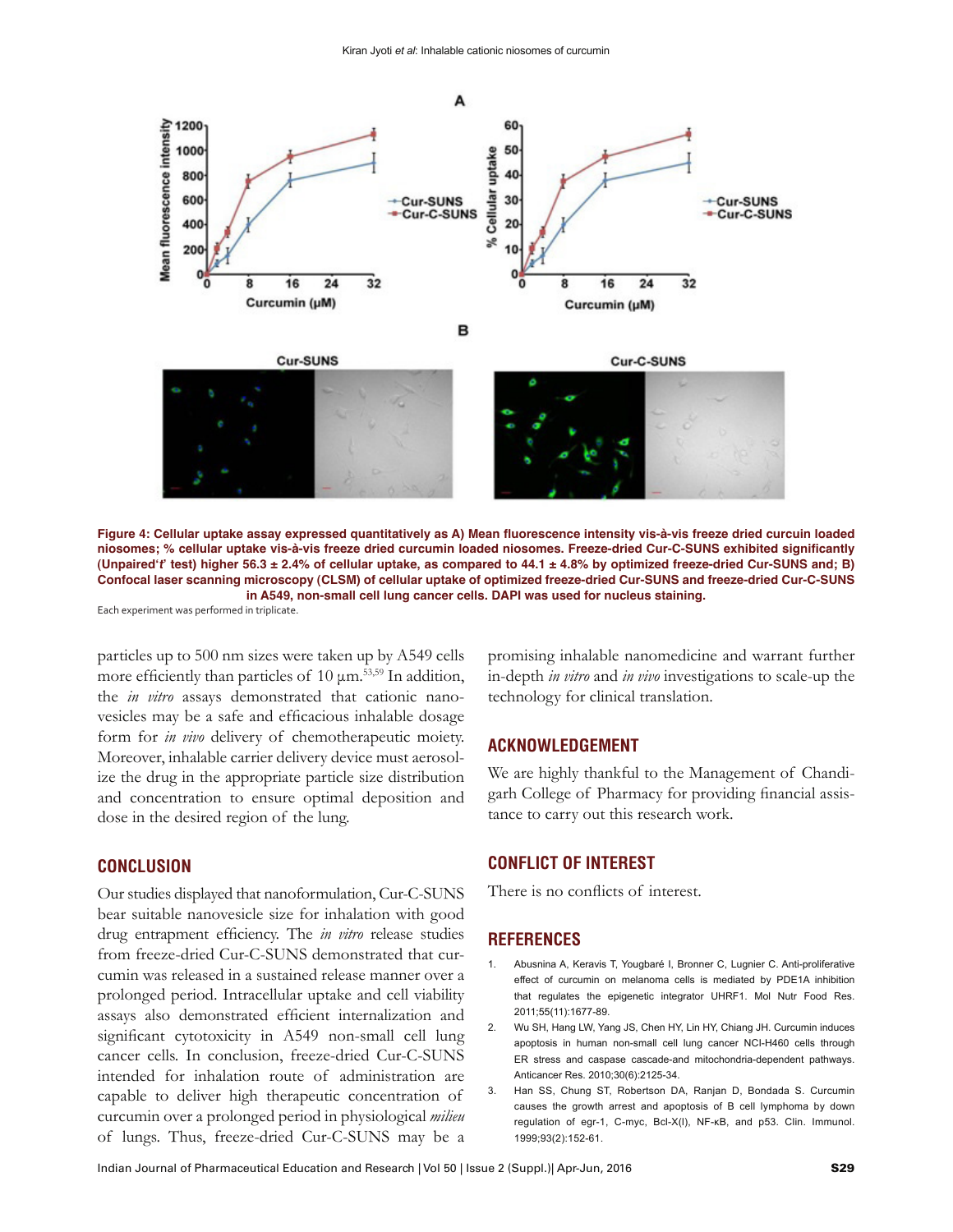Figure 4: Cellular uptake assay expressed quantitatively as A) Mean fluorescence intensity vis-à-vis freeze dried curcuin loaded niosomes; % cellular uptake vis-à-vis freeze dried curcumin loaded niosomes. Freeze-dried Cur-C-SUNS exhibited significantly (Unpaired'*t*' test) higher 56.3 ± 2.4% of cellular uptake, as compared to 44.1 ± 4.8% by optimized freeze-dried Cur-SUNS and; B) Confocal laser scanning microscopy (CLSM) of cellular uptake of optimized freeze-dried Cur-SUNS and freeze-dried Cur-C-SUNS in A549, non-small cell lung cancer cells. DAPI was used for nucleus staining.

Each experiment was performed in triplicate.

particles up to 500 nm sizes were taken up by A549 cells more efficiently than particles of 10 µm.[53,59] In addition, the *in vitro* assays demonstrated that cationic nanovesicles may be a safe and efficacious inhalable dosage form for *in vivo* delivery of chemotherapeutic moiety. Moreover, inhalable carrier delivery device must aerosolize the drug in the appropriate particle size distribution and concentration to ensure optimal deposition and dose in the desired region of the lung.

## CONCLUSION

Our studies displayed that nanoformulation, Cur-C-SUNS bear suitable nanovesicle size for inhalation with good drug entrapment efficiency. The *in vitro* release studies from freeze-dried Cur-C-SUNS demonstrated that curcumin was released in a sustained release manner over a prolonged period. Intracellular uptake and cell viability assays also demonstrated efficient internalization and significant cytotoxicity in A549 non-small cell lung cancer cells. In conclusion, freeze-dried Cur-C-SUNS intended for inhalation route of administration are capable to deliver high therapeutic concentration of curcumin over a prolonged period in physiological *milieu* of lungs. Thus, freeze-dried Cur-C-SUNS may be a promising inhalable nanomedicine and warrant further in-depth *in vitro* and *in vivo* investigations to scale-up the technology for clinical translation.

## ACKNOWLEDGEMENT

We are highly thankful to the Management of Chandigarh College of Pharmacy for providing financial assistance to carry out this research work.

## CONFLICT OF INTEREST

There is no conflicts of interest.

## REFERENCES

1. Abusnina A, Keravis T, Yougbaré I, Bronner C, Lugnier C. Anti-proliferative effect of curcumin on melanoma cells is mediated by PDE1A inhibition that regulates the epigenetic integrator UHRF1. Mol Nutr Food Res. 2011;55(11):1677-89.
2. Wu SH, Hang LW, Yang JS, Chen HY, Lin HY, Chiang JH. Curcumin induces apoptosis in human non-small cell lung cancer NCI-H460 cells through ER stress and caspase cascade-and mitochondria-dependent pathways. Anticancer Res. 2010;30(6):2125-34.
3. Han SS, Chung ST, Robertson DA, Ranjan D, Bondada S. Curcumin causes the growth arrest and apoptosis of B cell lymphoma by down regulation of egr-1, C-myc, Bcl-X(l), NF-κB, and p53. Clin. Immunol. 1999;93(2):152-61.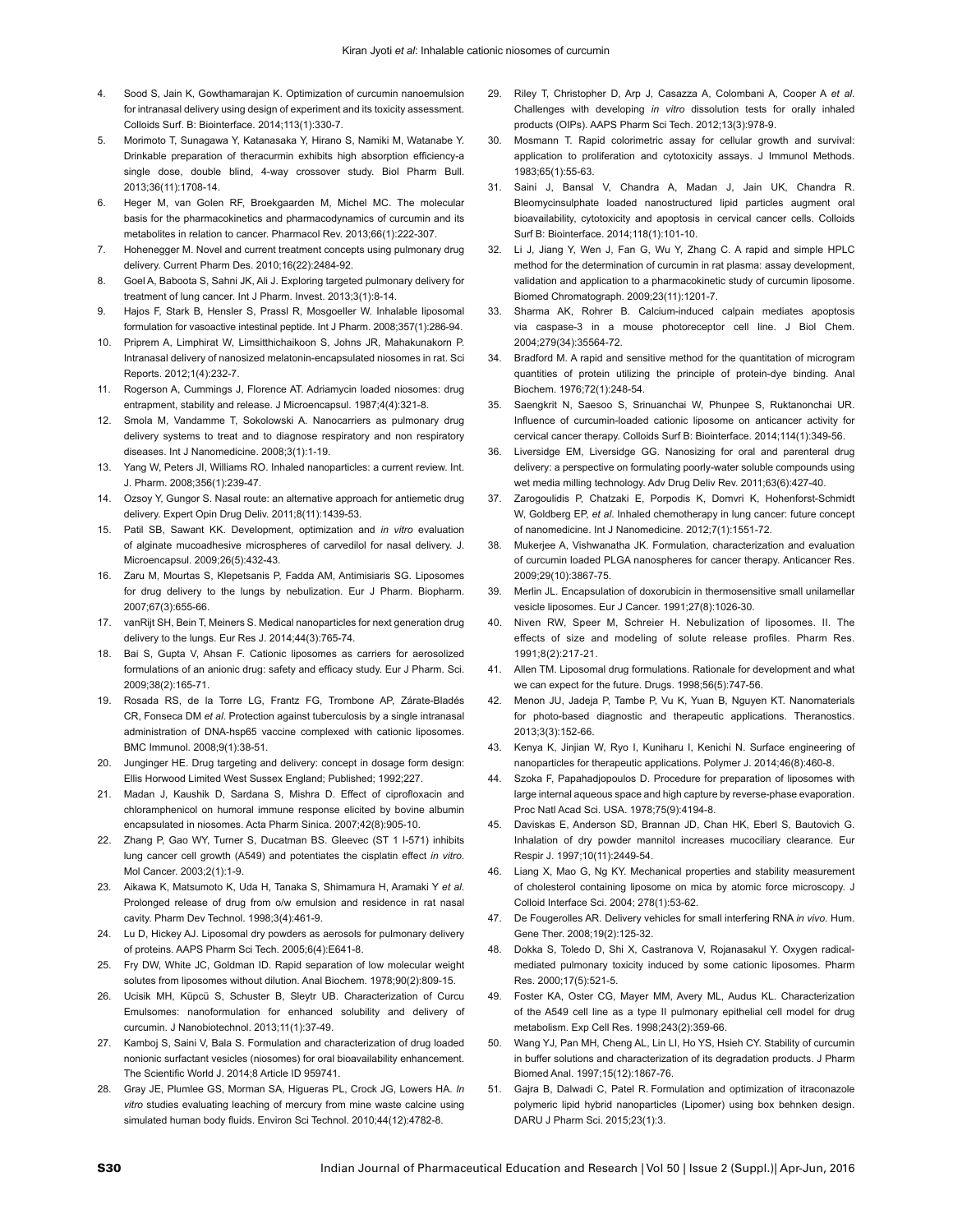4. Sood S, Jain K, Gowthamarajan K. Optimization of curcumin nanoemulsion for intranasal delivery using design of experiment and its toxicity assessment. Colloids Surf. B: Biointerface. 2014;113(1):330-7.
5. Morimoto T, Sunagawa Y, Katanasaka Y, Hirano S, Namiki M, Watanabe Y. Drinkable preparation of theracurmin exhibits high absorption efficiency-a single dose, double blind, 4-way crossover study. Biol Pharm Bull. 2013;36(11):1708-14.
6. Heger M, van Golen RF, Broekgaarden M, Michel MC. The molecular basis for the pharmacokinetics and pharmacodynamics of curcumin and its metabolites in relation to cancer. Pharmacol Rev. 2013;66(1):222-307.
7. Hohenegger M. Novel and current treatment concepts using pulmonary drug delivery. Current Pharm Des. 2010;16(22):2484-92.
8. Goel A, Baboota S, Sahni JK, Ali J. Exploring targeted pulmonary delivery for treatment of lung cancer. Int J Pharm. Invest. 2013;3(1):8-14.
9. Hajos F, Stark B, Hensler S, Prassl R, Mosgoeller W. Inhalable liposomal formulation for vasoactive intestinal peptide. Int J Pharm. 2008;357(1):286-94.
10. Priprem A, Limphirat W, Limsitthichaikoon S, Johns JR, Mahakunakorn P. Intranasal delivery of nanosized melatonin-encapsulated niosomes in rat. Sci Reports. 2012;1(4):232-7.
11. Rogerson A, Cummings J, Florence AT. Adriamycin loaded niosomes: drug entrapment, stability and release. J Microencapsul. 1987;4(4):321-8.
12. Smola M, Vandamme T, Sokolowski A. Nanocarriers as pulmonary drug delivery systems to treat and to diagnose respiratory and non respiratory diseases. Int J Nanomedicine. 2008;3(1):1-19.
13. Yang W, Peters JI, Williams RO. Inhaled nanoparticles: a current review. Int. J. Pharm. 2008;356(1):239-47.
14. Ozsoy Y, Gungor S. Nasal route: an alternative approach for antiemetic drug delivery. Expert Opin Drug Deliv. 2011;8(11):1439-53.
15. Patil SB, Sawant KK. Development, optimization and *in vitro* evaluation of alginate mucoadhesive microspheres of carvedilol for nasal delivery. J. Microencapsul. 2009;26(5):432-43.
16. Zaru M, Mourtas S, Klepetsanis P, Fadda AM, Antimisiaris SG. Liposomes for drug delivery to the lungs by nebulization. Eur J Pharm. Biopharm. 2007;67(3):655-66.
17. vanRijt SH, Bein T, Meiners S. Medical nanoparticles for next generation drug delivery to the lungs. Eur Res J. 2014;44(3):765-74.
18. Bai S, Gupta V, Ahsan F. Cationic liposomes as carriers for aerosolized formulations of an anionic drug: safety and efficacy study. Eur J Pharm. Sci. 2009;38(2):165-71.
19. Rosada RS, de la Torre LG, Frantz FG, Trombone AP, Zárate-Bladés CR, Fonseca DM *et al*. Protection against tuberculosis by a single intranasal administration of DNA-hsp65 vaccine complexed with cationic liposomes. BMC Immunol. 2008;9(1):38-51.
20. Junginger HE. Drug targeting and delivery: concept in dosage form design: Ellis Horwood Limited West Sussex England; Published; 1992;227.
21. Madan J, Kaushik D, Sardana S, Mishra D. Effect of ciprofloxacin and chloramphenicol on humoral immune response elicited by bovine albumin encapsulated in niosomes. Acta Pharm Sinica. 2007;42(8):905-10.
22. Zhang P, Gao WY, Turner S, Ducatman BS. Gleevec (ST 1 I-571) inhibits lung cancer cell growth (A549) and potentiates the cisplatin effect *in vitro*. Mol Cancer. 2003;2(1):1-9.
23. Aikawa K, Matsumoto K, Uda H, Tanaka S, Shimamura H, Aramaki Y *et al*. Prolonged release of drug from o/w emulsion and residence in rat nasal cavity. Pharm Dev Technol. 1998;3(4):461-9.
24. Lu D, Hickey AJ. Liposomal dry powders as aerosols for pulmonary delivery of proteins. AAPS Pharm Sci Tech. 2005;6(4):E641-8.
25. Fry DW, White JC, Goldman ID. Rapid separation of low molecular weight solutes from liposomes without dilution. Anal Biochem. 1978;90(2):809-15.
26. Ucisik MH, Küpcü S, Schuster B, Sleytr UB. Characterization of Curcu Emulsomes: nanoformulation for enhanced solubility and delivery of curcumin. J Nanobiotechnol. 2013;11(1):37-49.
27. Kamboj S, Saini V, Bala S. Formulation and characterization of drug loaded nonionic surfactant vesicles (niosomes) for oral bioavailability enhancement. The Scientific World J. 2014;8 Article ID 959741.
28. Gray JE, Plumlee GS, Morman SA, Higueras PL, Crock JG, Lowers HA. *In vitro* studies evaluating leaching of mercury from mine waste calcine using simulated human body fluids. Environ Sci Technol. 2010;44(12):4782-8.
29. Riley T, Christopher D, Arp J, Casazza A, Colombani A, Cooper A *et al*. Challenges with developing *in vitro* dissolution tests for orally inhaled products (OIPs). AAPS Pharm Sci Tech. 2012;13(3):978-9.
30. Mosmann T. Rapid colorimetric assay for cellular growth and survival: application to proliferation and cytotoxicity assays. J Immunol Methods. 1983;65(1):55-63.
31. Saini J, Bansal V, Chandra A, Madan J, Jain UK, Chandra R. Bleomycinsulphate loaded nanostructured lipid particles augment oral bioavailability, cytotoxicity and apoptosis in cervical cancer cells. Colloids Surf B: Biointerface. 2014;118(1):101-10.
32. Li J, Jiang Y, Wen J, Fan G, Wu Y, Zhang C. A rapid and simple HPLC method for the determination of curcumin in rat plasma: assay development, validation and application to a pharmacokinetic study of curcumin liposome. Biomed Chromatograph. 2009;23(11):1201-7.
33. Sharma AK, Rohrer B. Calcium-induced calpain mediates apoptosis via caspase-3 in a mouse photoreceptor cell line. J Biol Chem. 2004;279(34):35564-72.
34. Bradford M. A rapid and sensitive method for the quantitation of microgram quantities of protein utilizing the principle of protein-dye binding. Anal Biochem. 1976;72(1):248-54.
35. Saengkrit N, Saesoo S, Srinuanchai W, Phunpee S, Ruktanonchai UR. Influence of curcumin-loaded cationic liposome on anticancer activity for cervical cancer therapy. Colloids Surf B: Biointerface. 2014;114(1):349-56.
36. Liversidge EM, Liversidge GG. Nanosizing for oral and parenteral drug delivery: a perspective on formulating poorly-water soluble compounds using wet media milling technology. Adv Drug Deliv Rev. 2011;63(6):427-40.
37. Zarogoulidis P, Chatzaki E, Porpodis K, Domvri K, Hohenforst-Schmidt W, Goldberg EP, *et al*. Inhaled chemotherapy in lung cancer: future concept of nanomedicine. Int J Nanomedicine. 2012;7(1):1551-72.
38. Mukerjee A, Vishwanatha JK. Formulation, characterization and evaluation of curcumin loaded PLGA nanospheres for cancer therapy. Anticancer Res. 2009;29(10):3867-75.
39. Merlin JL. Encapsulation of doxorubicin in thermosensitive small unilamellar vesicle liposomes. Eur J Cancer. 1991;27(8):1026-30.
40. Niven RW, Speer M, Schreier H. Nebulization of liposomes. II. The effects of size and modeling of solute release profiles. Pharm Res. 1991;8(2):217-21.
41. Allen TM. Liposomal drug formulations. Rationale for development and what we can expect for the future. Drugs. 1998;56(5):747-56.
42. Menon JU, Jadeja P, Tambe P, Vu K, Yuan B, Nguyen KT. Nanomaterials for photo-based diagnostic and therapeutic applications. Theranostics. 2013;3(3):152-66.
43. Kenya K, Jinjian W, Ryo I, Kuniharu I, Kenichi N. Surface engineering of nanoparticles for therapeutic applications. Polymer J. 2014;46(8):460-8.
44. Szoka F, Papahadjopoulos D. Procedure for preparation of liposomes with large internal aqueous space and high capture by reverse-phase evaporation. Proc Natl Acad Sci. USA. 1978;75(9):4194-8.
45. Daviskas E, Anderson SD, Brannan JD, Chan HK, Eberl S, Bautovich G. Inhalation of dry powder mannitol increases mucociliary clearance. Eur Respir J. 1997;10(11):2449-54.
46. Liang X, Mao G, Ng KY. Mechanical properties and stability measurement of cholesterol containing liposome on mica by atomic force microscopy. J Colloid Interface Sci. 2004; 278(1):53-62.
47. De Fougerolles AR. Delivery vehicles for small interfering RNA *in vivo*. Hum. Gene Ther. 2008;19(2):125-32.
48. Dokka S, Toledo D, Shi X, Castranova V, Rojanasakul Y. Oxygen radical-mediated pulmonary toxicity induced by some cationic liposomes. Pharm Res. 2000;17(5):521-5.
49. Foster KA, Oster CG, Mayer MM, Avery ML, Audus KL. Characterization of the A549 cell line as a type II pulmonary epithelial cell model for drug metabolism. Exp Cell Res. 1998;243(2):359-66.
50. Wang YJ, Pan MH, Cheng AL, Lin LI, Ho YS, Hsieh CY. Stability of curcumin in buffer solutions and characterization of its degradation products. J Pharm Biomed Anal. 1997;15(12):1867-76.
51. Gajra B, Dalwadi C, Patel R. Formulation and optimization of itraconazole polymeric lipid hybrid nanoparticles (Lipomer) using box behnken design. DARU J Pharm Sci. 2015;23(1):3.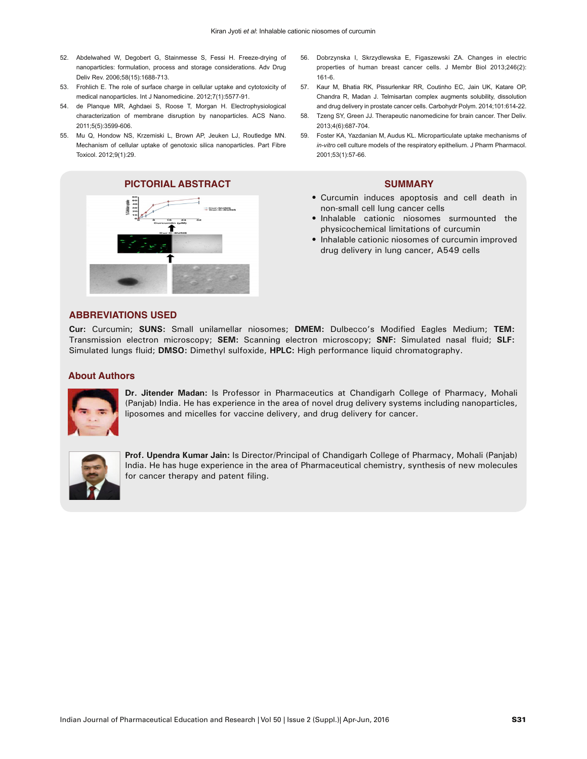52. Abdelwahed W, Degobert G, Stainmesse S, Fessi H. Freeze-drying of nanoparticles: formulation, process and storage considerations. Adv Drug Deliv Rev. 2006;58(15):1688-713.
53. Frohlich E. The role of surface charge in cellular uptake and cytotoxicity of medical nanoparticles. Int J Nanomedicine. 2012;7(1):5577-91.
54. de Planque MR, Aghdaei S, Roose T, Morgan H. Electrophysiological characterization of membrane disruption by nanoparticles. ACS Nano. 2011;5(5):3599-606.
55. Mu Q, Hondow NS, Krzemiski L, Brown AP, Jeuken LJ, Routledge MN. Mechanism of cellular uptake of genotoxic silica nanoparticles. Part Fibre Toxicol. 2012;9(1):29.
56. Dobrzynska I, Skrzydlewska E, Figaszewski ZA. Changes in electric properties of human breast cancer cells. J Membr Biol 2013;246(2):161-6.
57. Kaur M, Bhatia RK, Pissurlenkar RR, Coutinho EC, Jain UK, Katare OP, Chandra R, Madan J. Telmisartan complex augments solubility, dissolution and drug delivery in prostate cancer cells. Carbohydr Polym. 2014;101:614-22.
58. Tzeng SY, Green JJ. Therapeutic nanomedicine for brain cancer. Ther Deliv. 2013;4(6):687-704.
59. Foster KA, Yazdanian M, Audus KL. Microparticulate uptake mechanisms of *in-vitro* cell culture models of the respiratory epithelium. J Pharm Pharmacol. 2001;53(1):57-66.

## PICTORIAL ABSTRACT

% Cell viability

Cur-SUNS
Cur-C-SUNS

Curcumin (µM)

Cur-C-SUNS

## SUMMARY

- Curcumin induces apoptosis and cell death in non-small cell lung cancer cells
- Inhalable cationic niosomes surmounted the physicochemical limitations of curcumin
- Inhalable cationic niosomes of curcumin improved drug delivery in lung cancer, A549 cells

## ABBREVIATIONS USED

**Cur:** Curcumin; **SUNS:** Small unilamellar niosomes; **DMEM:** Dulbecco's Modified Eagles Medium; **TEM:** Transmission electron microscopy; **SEM:** Scanning electron microscopy; **SNF:** Simulated nasal fluid; **SLF:** Simulated lungs fluid; **DMSO:** Dimethyl sulfoxide, **HPLC:** High performance liquid chromatography.

## About Authors

**Dr. Jitender Madan:** Is Professor in Pharmaceutics at Chandigarh College of Pharmacy, Mohali (Panjab) India. He has experience in the area of novel drug delivery systems including nanoparticles, liposomes and micelles for vaccine delivery, and drug delivery for cancer.

**Prof. Upendra Kumar Jain:** Is Director/Principal of Chandigarh College of Pharmacy, Mohali (Panjab) India. He has huge experience in the area of Pharmaceutical chemistry, synthesis of new molecules for cancer therapy and patent filing.